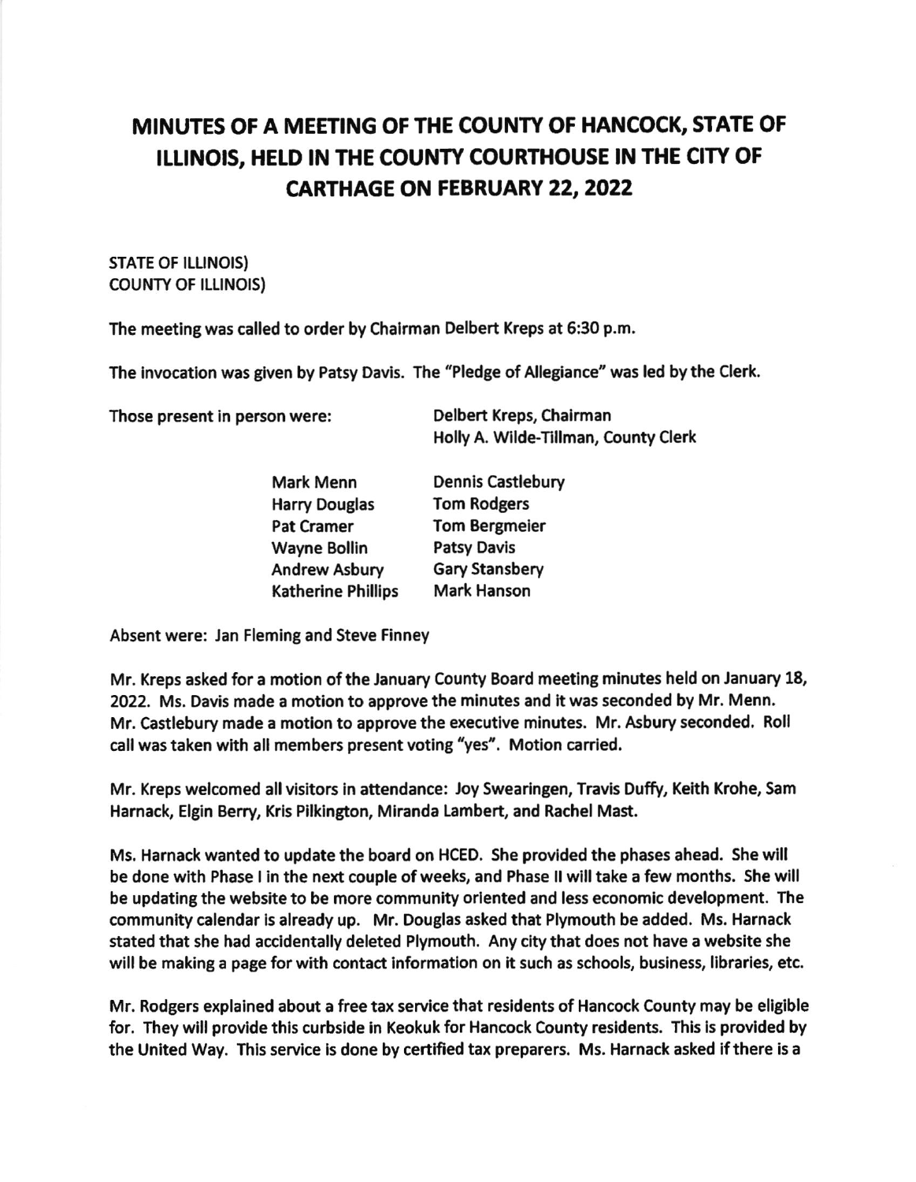# MINUTES OF A MEETING OF THE COUNTY OF HANCOCK, STATE OF ILLINOIS, HELD IN THE COUNTY COURTHOUSE IN THE CITY OF CARTHAGE ON FEBRUARY 22, 2022

STATE OF ILLINOIS)
COUNTY OF ILLINOIS)

The meeting was called to order by Chairman Delbert Kreps at 6:30 p.m.

The invocation was given by Patsy Davis. The "Pledge of Allegiance" was led by the Clerk.

Those present in person were:

Delbert Kreps, Chairman
Holly A. Wilde-Tillman, County Clerk

| | |
|---|---|
| Mark Menn | Dennis Castlebury |
| Harry Douglas | Tom Rodgers |
| Pat Cramer | Tom Bergmeier |
| Wayne Bollin | Patsy Davis |
| Andrew Asbury | Gary Stansbery |
| Katherine Phillips | Mark Hanson |

Absent were: Jan Fleming and Steve Finney

Mr. Kreps asked for a motion of the January County Board meeting minutes held on January 18, 2022. Ms. Davis made a motion to approve the minutes and it was seconded by Mr. Menn. Mr. Castlebury made a motion to approve the executive minutes. Mr. Asbury seconded. Roll call was taken with all members present voting "yes". Motion carried.

Mr. Kreps welcomed all visitors in attendance: Joy Swearingen, Travis Duffy, Keith Krohe, Sam Harnack, Elgin Berry, Kris Pilkington, Miranda Lambert, and Rachel Mast.

Ms. Harnack wanted to update the board on HCED. She provided the phases ahead. She will be done with Phase I in the next couple of weeks, and Phase II will take a few months. She will be updating the website to be more community oriented and less economic development. The community calendar is already up. Mr. Douglas asked that Plymouth be added. Ms. Harnack stated that she had accidentally deleted Plymouth. Any city that does not have a website she will be making a page for with contact information on it such as schools, business, libraries, etc.

Mr. Rodgers explained about a free tax service that residents of Hancock County may be eligible for. They will provide this curbside in Keokuk for Hancock County residents. This is provided by the United Way. This service is done by certified tax preparers. Ms. Harnack asked if there is a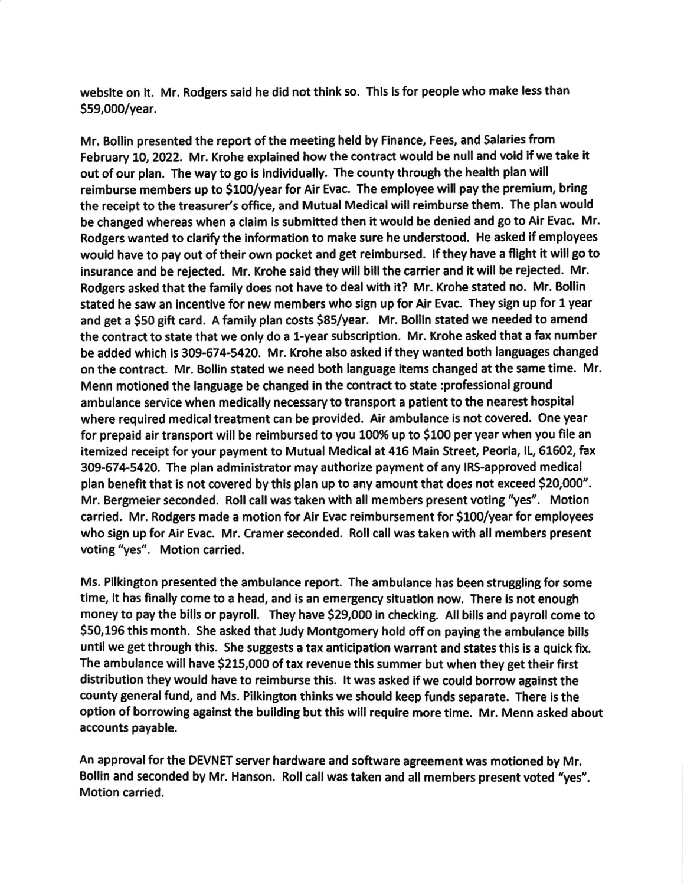website on it. Mr. Rodgers said he did not think so. This is for people who make less than $59,000/year.

Mr. Bollin presented the report of the meeting held by Finance, Fees, and Salaries from February 10, 2022. Mr. Krohe explained how the contract would be null and void if we take it out of our plan. The way to go is individually. The county through the health plan will reimburse members up to $100/year for Air Evac. The employee will pay the premium, bring the receipt to the treasurer's office, and Mutual Medical will reimburse them. The plan would be changed whereas when a claim is submitted then it would be denied and go to Air Evac. Mr. Rodgers wanted to clarify the information to make sure he understood. He asked if employees would have to pay out of their own pocket and get reimbursed. If they have a flight it will go to insurance and be rejected. Mr. Krohe said they will bill the carrier and it will be rejected. Mr. Rodgers asked that the family does not have to deal with it? Mr. Krohe stated no. Mr. Bollin stated he saw an incentive for new members who sign up for Air Evac. They sign up for 1 year and get a $50 gift card. A family plan costs $85/year. Mr. Bollin stated we needed to amend the contract to state that we only do a 1-year subscription. Mr. Krohe asked that a fax number be added which is 309-674-5420. Mr. Krohe also asked if they wanted both languages changed on the contract. Mr. Bollin stated we need both language items changed at the same time. Mr. Menn motioned the language be changed in the contract to state :professional ground ambulance service when medically necessary to transport a patient to the nearest hospital where required medical treatment can be provided. Air ambulance is not covered. One year for prepaid air transport will be reimbursed to you 100% up to $100 per year when you file an itemized receipt for your payment to Mutual Medical at 416 Main Street, Peoria, IL, 61602, fax 309-674-5420. The plan administrator may authorize payment of any IRS-approved medical plan benefit that is not covered by this plan up to any amount that does not exceed $20,000". Mr. Bergmeier seconded. Roll call was taken with all members present voting "yes". Motion carried. Mr. Rodgers made a motion for Air Evac reimbursement for $100/year for employees who sign up for Air Evac. Mr. Cramer seconded. Roll call was taken with all members present voting "yes". Motion carried.

Ms. Pilkington presented the ambulance report. The ambulance has been struggling for some time, it has finally come to a head, and is an emergency situation now. There is not enough money to pay the bills or payroll. They have $29,000 in checking. All bills and payroll come to $50,196 this month. She asked that Judy Montgomery hold off on paying the ambulance bills until we get through this. She suggests a tax anticipation warrant and states this is a quick fix. The ambulance will have $215,000 of tax revenue this summer but when they get their first distribution they would have to reimburse this. It was asked if we could borrow against the county general fund, and Ms. Pilkington thinks we should keep funds separate. There is the option of borrowing against the building but this will require more time. Mr. Menn asked about accounts payable.

An approval for the DEVNET server hardware and software agreement was motioned by Mr. Bollin and seconded by Mr. Hanson. Roll call was taken and all members present voted "yes". Motion carried.